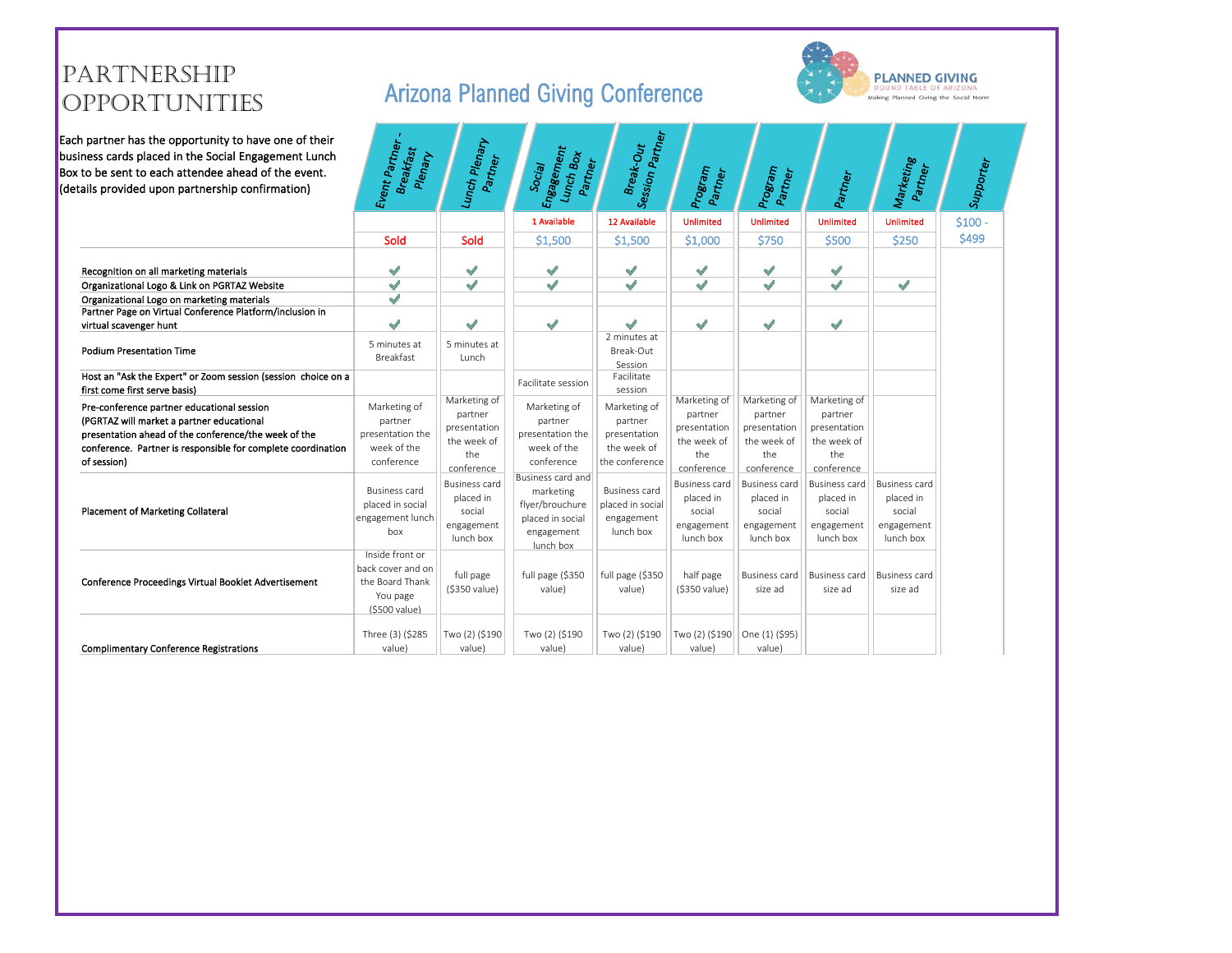# PARTNERSHIP OPPORTUNITIES

## Arizona Planned Giving Conference

PLANNED GIVING ROUND TABLE OF ARIZONA
Making Planned Giving the Social Norm

Each partner has the opportunity to have one of their business cards placed in the Social Engagement Lunch Box to be sent to each attendee ahead of the event. (details provided upon partnership confirmation)

| | Event Partner - Breakfast Plenary | Lunch Plenary Partner | Social Engagement Lunch Box Partner | Break-Out Session Partner | Program Partner | Program Partner | Partner | Marketing Partner | Supporter |
|---|---|---|---|---|---|---|---|---|---|
| | | | 1 Available | 12 Available | Unlimited | Unlimited | Unlimited | Unlimited | $100 - $499 |
| | Sold | Sold | $1,500 | $1,500 | $1,000 | $750 | $500 | $250 | |
| Recognition on all marketing materials | ✓ | ✓ | ✓ | ✓ | ✓ | ✓ | ✓ | | |
| Organizational Logo & Link on PGRTAZ Website | ✓ | ✓ | ✓ | ✓ | ✓ | ✓ | ✓ | ✓ | |
| Organizational Logo on marketing materials | ✓ | | | | | | | | |
| Partner Page on Virtual Conference Platform/inclusion in virtual scavenger hunt | ✓ | ✓ | ✓ | ✓ | ✓ | ✓ | ✓ | | |
| Podium Presentation Time | 5 minutes at Breakfast | 5 minutes at Lunch | | 2 minutes at Break-Out Session | | | | | |
| Host an "Ask the Expert" or Zoom session (session choice on a first come first serve basis) | | | Facilitate session | Facilitate session | | | | | |
| Pre-conference partner educational session (PGRTAZ will market a partner educational presentation ahead of the conference/the week of the conference. Partner is responsible for complete coordination of session) | Marketing of partner presentation the week of the conference | Marketing of partner presentation the week of the conference | Marketing of partner presentation the week of the conference | Marketing of partner presentation the week of the conference | Marketing of partner presentation the week of the conference | Marketing of partner presentation the week of the conference | Marketing of partner presentation the week of the conference | | |
| Placement of Marketing Collateral | Business card placed in social engagement lunch box | Business card placed in social engagement lunch box | Business card and marketing flyer/brouchure placed in social engagement lunch box | Business card placed in social engagement lunch box | Business card placed in social engagement lunch box | Business card placed in social engagement lunch box | Business card placed in social engagement lunch box | Business card placed in social engagement lunch box | |
| Conference Proceedings Virtual Booklet Advertisement | Inside front or back cover and on the Board Thank You page ($500 value) | full page ($350 value) | full page ($350 value) | full page ($350 value) | half page ($350 value) | Business card size ad | Business card size ad | Business card size ad | |
| Complimentary Conference Registrations | Three (3) ($285 value) | Two (2) ($190 value) | Two (2) ($190 value) | Two (2) ($190 value) | Two (2) ($190 value) | One (1) ($95) value) | | | |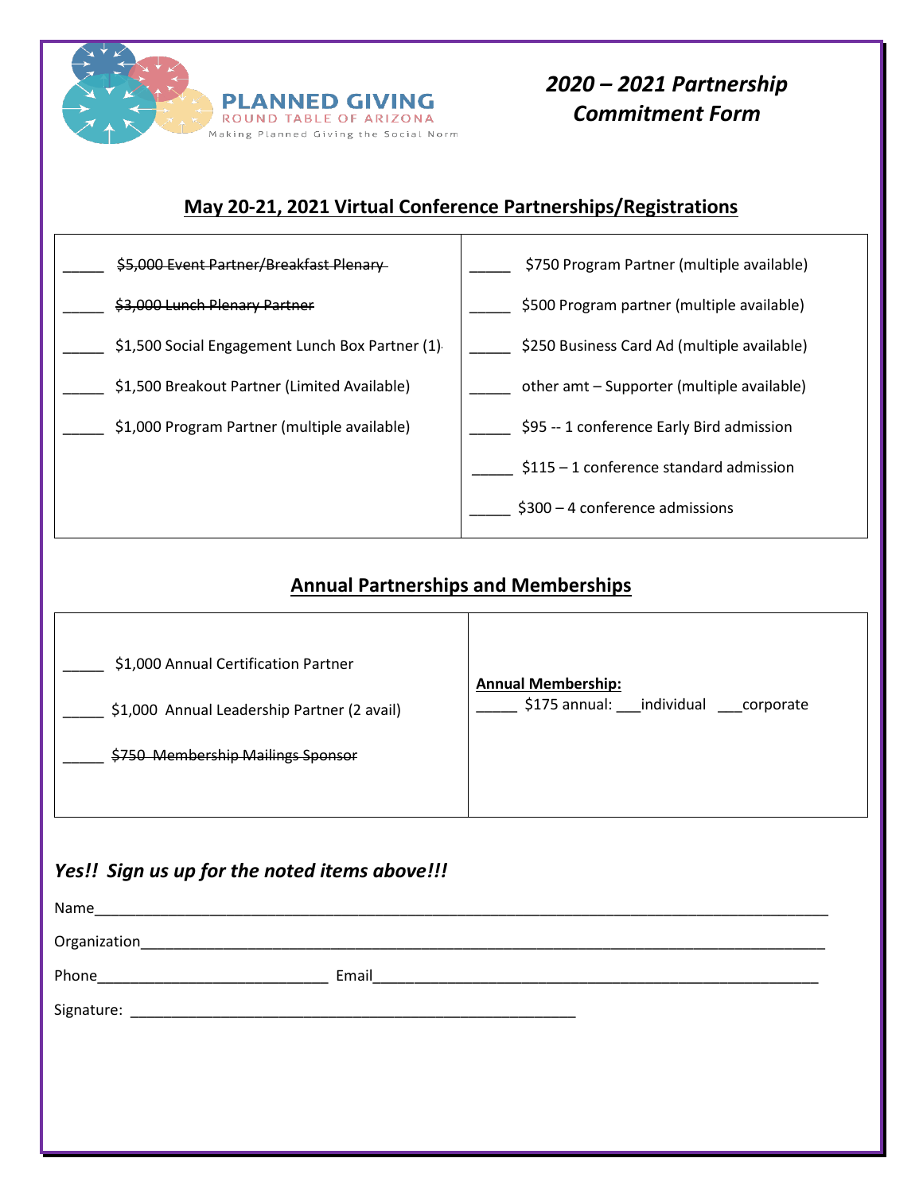PLANNED GIVING
ROUND TABLE OF ARIZONA
Making Planned Giving the Social Norm

# *2020 – 2021 Partnership Commitment Form*

## May 20-21, 2021 Virtual Conference Partnerships/Registrations

| | |
|---|---|
| _____ ~~$5,000 Event Partner/Breakfast Plenary~~ | _____ $750 Program Partner (multiple available) |
| _____ ~~$3,000 Lunch Plenary Partner~~ | _____ $500 Program partner (multiple available) |
| _____ $1,500 Social Engagement Lunch Box Partner (1) | _____ $250 Business Card Ad (multiple available) |
| _____ $1,500 Breakout Partner (Limited Available) | _____ other amt – Supporter (multiple available) |
| _____ $1,000 Program Partner (multiple available) | _____ $95 -- 1 conference Early Bird admission |
| | _____ $115 – 1 conference standard admission |
| | _____ $300 – 4 conference admissions |

## Annual Partnerships and Memberships

| | |
|---|---|
| _____ $1,000 Annual Certification Partner<br><br>_____ $1,000 Annual Leadership Partner (2 avail)<br><br>_____ ~~$750 Membership Mailings Sponsor~~ | **Annual Membership:**<br>_____ $175 annual: ___individual ___corporate |

### *Yes!! Sign us up for the noted items above!!!*

Name_____________________________________________________________________________________

Organization______________________________________________________________________________

Phone____________________________ Email_______________________________________________________

Signature: _________________________________________________________